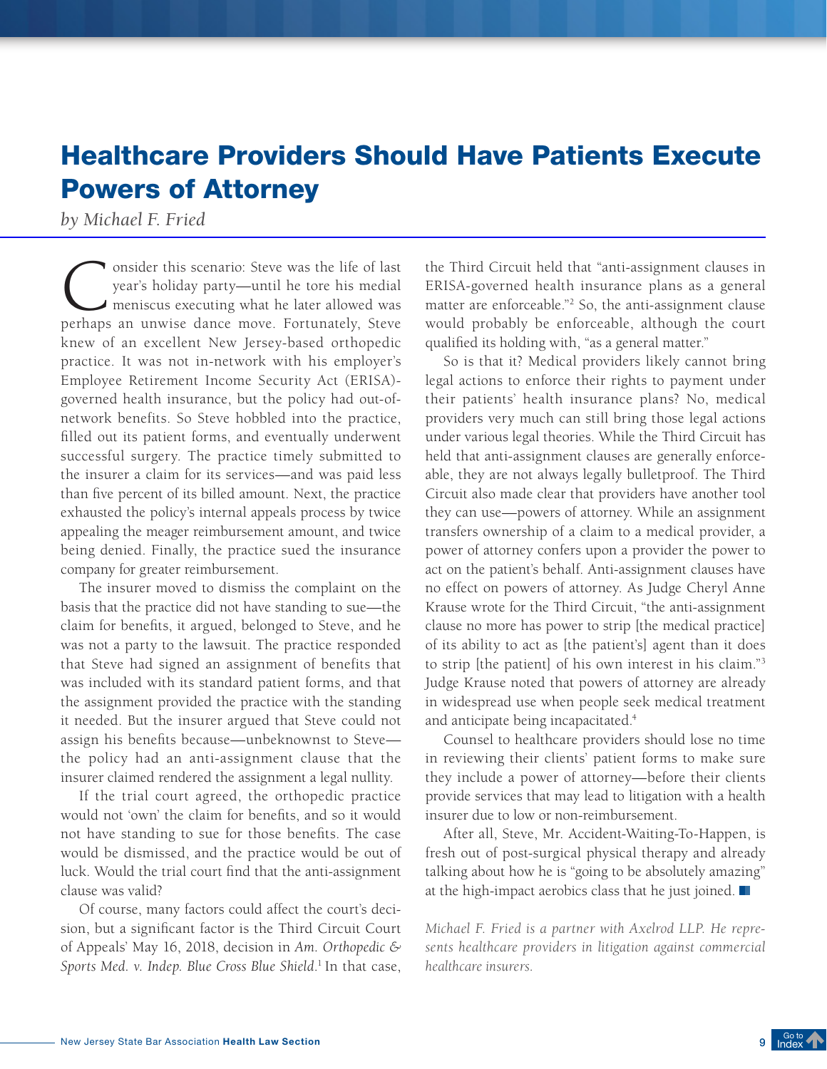# Healthcare Providers Should Have Patients Execute Powers of Attorney

*by Michael F. Fried*

Consider this scenario: Steve was the life of last year's holiday party—until he tore his medial meniscus executing what he later allowed was perhaps an unwise dance move. Fortunately, Steve knew of an excellent New Jersey-based orthopedic practice. It was not in-network with his employer's Employee Retirement Income Security Act (ERISA)-governed health insurance, but the policy had out-of-network benefits. So Steve hobbled into the practice, filled out its patient forms, and eventually underwent successful surgery. The practice timely submitted to the insurer a claim for its services—and was paid less than five percent of its billed amount. Next, the practice exhausted the policy's internal appeals process by twice appealing the meager reimbursement amount, and twice being denied. Finally, the practice sued the insurance company for greater reimbursement.

The insurer moved to dismiss the complaint on the basis that the practice did not have standing to sue—the claim for benefits, it argued, belonged to Steve, and he was not a party to the lawsuit. The practice responded that Steve had signed an assignment of benefits that was included with its standard patient forms, and that the assignment provided the practice with the standing it needed. But the insurer argued that Steve could not assign his benefits because—unbeknownst to Steve—the policy had an anti-assignment clause that the insurer claimed rendered the assignment a legal nullity.

If the trial court agreed, the orthopedic practice would not 'own' the claim for benefits, and so it would not have standing to sue for those benefits. The case would be dismissed, and the practice would be out of luck. Would the trial court find that the anti-assignment clause was valid?

Of course, many factors could affect the court's decision, but a significant factor is the Third Circuit Court of Appeals' May 16, 2018, decision in *Am. Orthopedic & Sports Med. v. Indep. Blue Cross Blue Shield.*[1] In that case, the Third Circuit held that "anti-assignment clauses in ERISA-governed health insurance plans as a general matter are enforceable."[2] So, the anti-assignment clause would probably be enforceable, although the court qualified its holding with, "as a general matter."

So is that it? Medical providers likely cannot bring legal actions to enforce their rights to payment under their patients' health insurance plans? No, medical providers very much can still bring those legal actions under various legal theories. While the Third Circuit has held that anti-assignment clauses are generally enforceable, they are not always legally bulletproof. The Third Circuit also made clear that providers have another tool they can use—powers of attorney. While an assignment transfers ownership of a claim to a medical provider, a power of attorney confers upon a provider the power to act on the patient's behalf. Anti-assignment clauses have no effect on powers of attorney. As Judge Cheryl Anne Krause wrote for the Third Circuit, "the anti-assignment clause no more has power to strip [the medical practice] of its ability to act as [the patient's] agent than it does to strip [the patient] of his own interest in his claim."[3] Judge Krause noted that powers of attorney are already in widespread use when people seek medical treatment and anticipate being incapacitated.[4]

Counsel to healthcare providers should lose no time in reviewing their clients' patient forms to make sure they include a power of attorney—before their clients provide services that may lead to litigation with a health insurer due to low or non-reimbursement.

After all, Steve, Mr. Accident-Waiting-To-Happen, is fresh out of post-surgical physical therapy and already talking about how he is "going to be absolutely amazing" at the high-impact aerobics class that he just joined.

*Michael F. Fried is a partner with Axelrod LLP. He represents healthcare providers in litigation against commercial healthcare insurers.*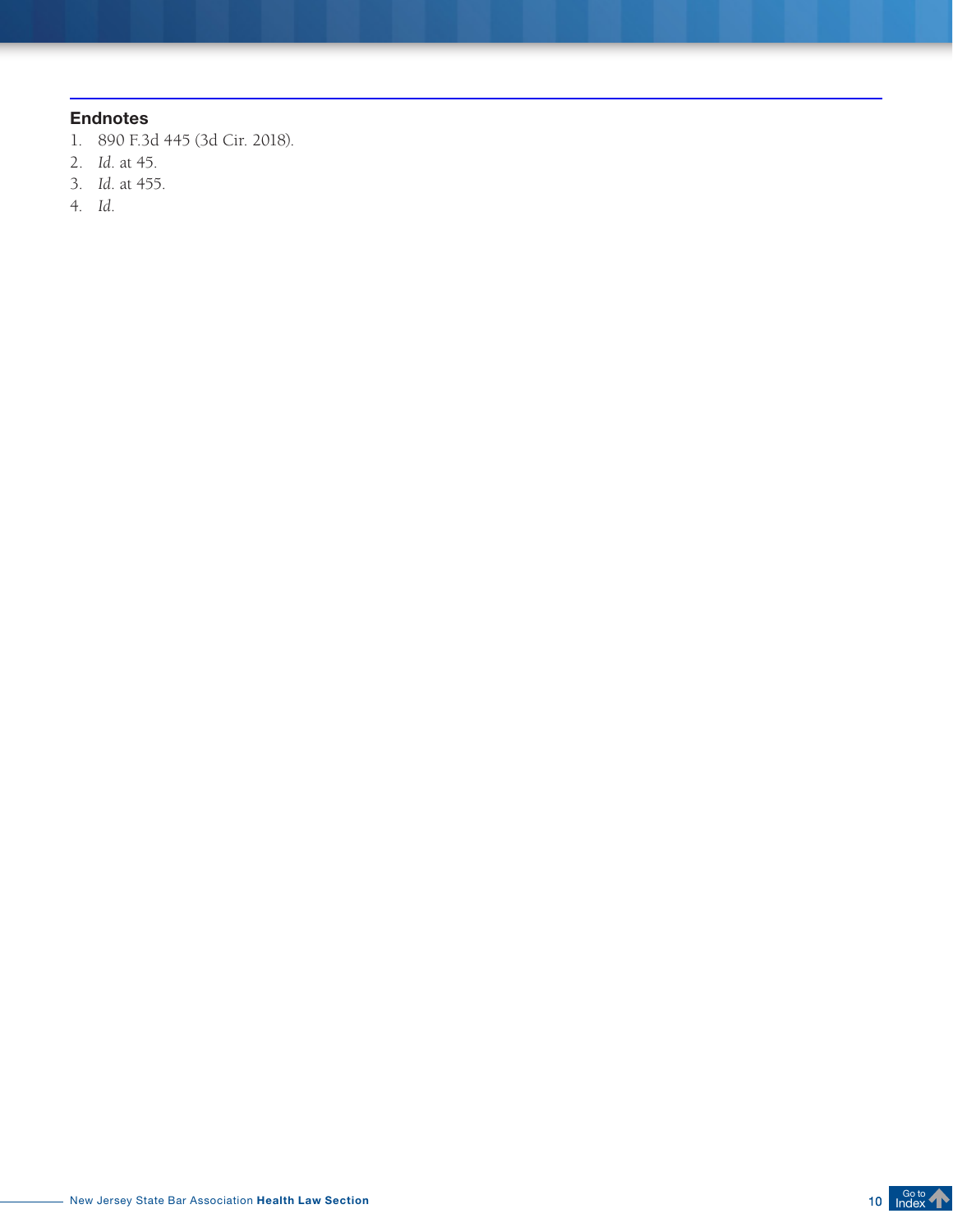### Endnotes

1. 890 F.3d 445 (3d Cir. 2018).
2. *Id.* at 45.
3. *Id.* at 455.
4. *Id.*